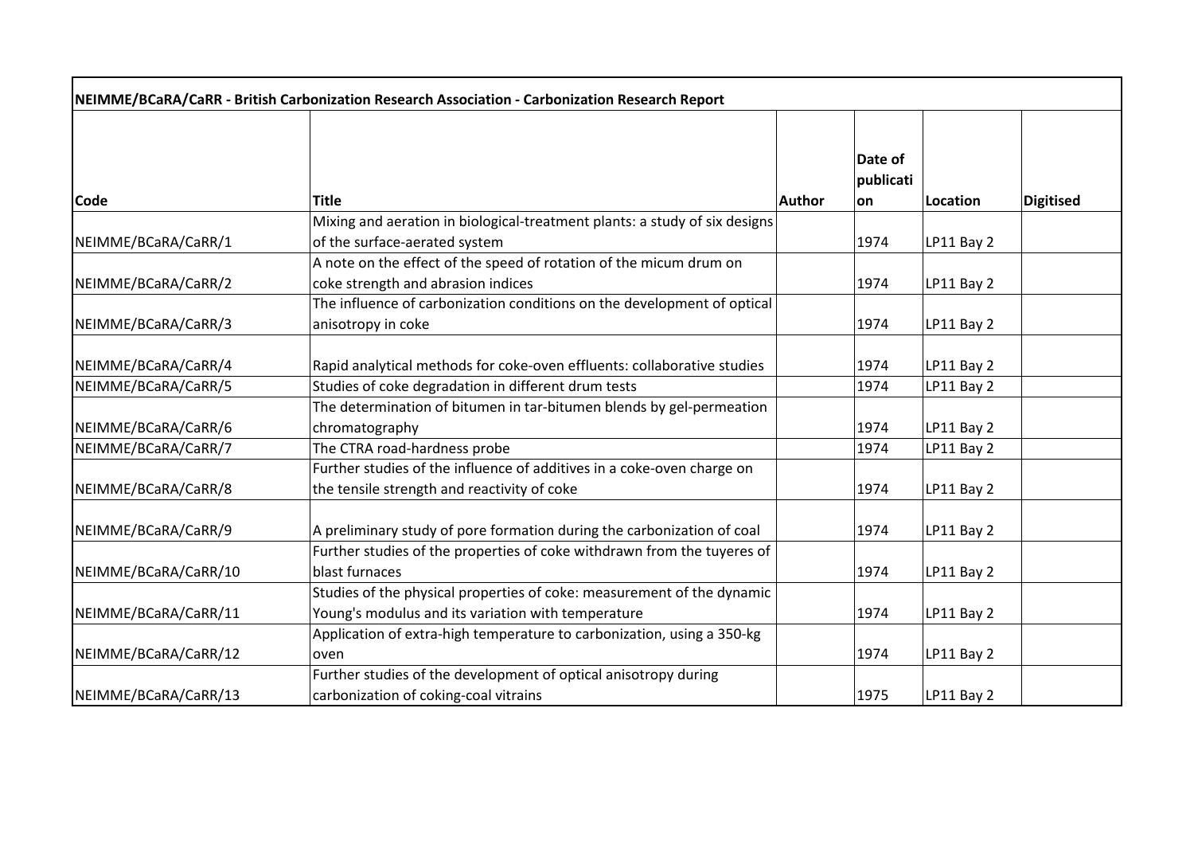## NEIMME/BCaRA/CaRR - British Carbonization Research Association - Carbonization Research Report

| Code | Title | Author | Date of publication | Location | Digitised |
|---|---|---|---|---|---|
| NEIMME/BCaRA/CaRR/1 | Mixing and aeration in biological-treatment plants: a study of six designs of the surface-aerated system | | 1974 | LP11 Bay 2 | |
| NEIMME/BCaRA/CaRR/2 | A note on the effect of the speed of rotation of the micum drum on coke strength and abrasion indices | | 1974 | LP11 Bay 2 | |
| NEIMME/BCaRA/CaRR/3 | The influence of carbonization conditions on the development of optical anisotropy in coke | | 1974 | LP11 Bay 2 | |
| NEIMME/BCaRA/CaRR/4 | Rapid analytical methods for coke-oven effluents: collaborative studies | | 1974 | LP11 Bay 2 | |
| NEIMME/BCaRA/CaRR/5 | Studies of coke degradation in different drum tests | | 1974 | LP11 Bay 2 | |
| NEIMME/BCaRA/CaRR/6 | The determination of bitumen in tar-bitumen blends by gel-permeation chromatography | | 1974 | LP11 Bay 2 | |
| NEIMME/BCaRA/CaRR/7 | The CTRA road-hardness probe | | 1974 | LP11 Bay 2 | |
| NEIMME/BCaRA/CaRR/8 | Further studies of the influence of additives in a coke-oven charge on the tensile strength and reactivity of coke | | 1974 | LP11 Bay 2 | |
| NEIMME/BCaRA/CaRR/9 | A preliminary study of pore formation during the carbonization of coal | | 1974 | LP11 Bay 2 | |
| NEIMME/BCaRA/CaRR/10 | Further studies of the properties of coke withdrawn from the tuyeres of blast furnaces | | 1974 | LP11 Bay 2 | |
| NEIMME/BCaRA/CaRR/11 | Studies of the physical properties of coke: measurement of the dynamic Young's modulus and its variation with temperature | | 1974 | LP11 Bay 2 | |
| NEIMME/BCaRA/CaRR/12 | Application of extra-high temperature to carbonization, using a 350-kg oven | | 1974 | LP11 Bay 2 | |
| NEIMME/BCaRA/CaRR/13 | Further studies of the development of optical anisotropy during carbonization of coking-coal vitrains | | 1975 | LP11 Bay 2 | |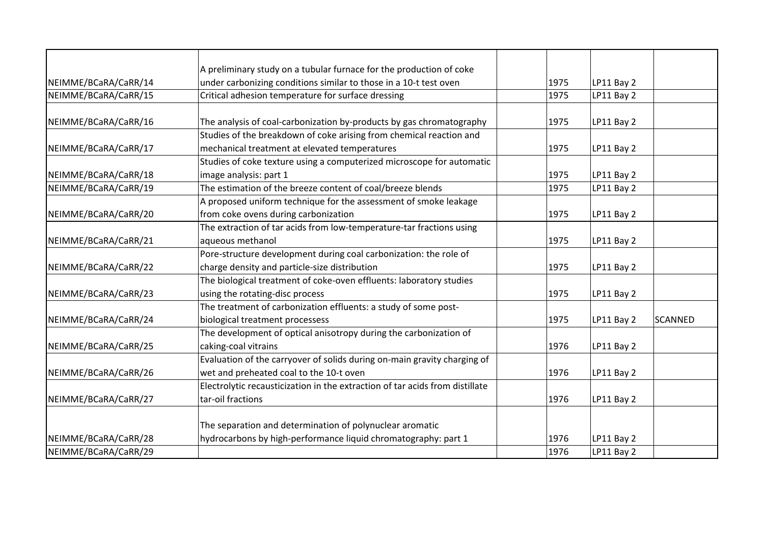| | | | | | |
|---|---|---|---|---|---|
| NEIMME/BCaRA/CaRR/14 | A preliminary study on a tubular furnace for the production of coke under carbonizing conditions similar to those in a 10-t test oven | | 1975 | LP11 Bay 2 | |
| NEIMME/BCaRA/CaRR/15 | Critical adhesion temperature for surface dressing | | 1975 | LP11 Bay 2 | |
| NEIMME/BCaRA/CaRR/16 | The analysis of coal-carbonization by-products by gas chromatography | | 1975 | LP11 Bay 2 | |
| NEIMME/BCaRA/CaRR/17 | Studies of the breakdown of coke arising from chemical reaction and mechanical treatment at elevated temperatures | | 1975 | LP11 Bay 2 | |
| NEIMME/BCaRA/CaRR/18 | Studies of coke texture using a computerized microscope for automatic image analysis: part 1 | | 1975 | LP11 Bay 2 | |
| NEIMME/BCaRA/CaRR/19 | The estimation of the breeze content of coal/breeze blends | | 1975 | LP11 Bay 2 | |
| NEIMME/BCaRA/CaRR/20 | A proposed uniform technique for the assessment of smoke leakage from coke ovens during carbonization | | 1975 | LP11 Bay 2 | |
| NEIMME/BCaRA/CaRR/21 | The extraction of tar acids from low-temperature-tar fractions using aqueous methanol | | 1975 | LP11 Bay 2 | |
| NEIMME/BCaRA/CaRR/22 | Pore-structure development during coal carbonization: the role of charge density and particle-size distribution | | 1975 | LP11 Bay 2 | |
| NEIMME/BCaRA/CaRR/23 | The biological treatment of coke-oven effluents: laboratory studies using the rotating-disc process | | 1975 | LP11 Bay 2 | |
| NEIMME/BCaRA/CaRR/24 | The treatment of carbonization effluents: a study of some post-biological treatment processess | | 1975 | LP11 Bay 2 | SCANNED |
| NEIMME/BCaRA/CaRR/25 | The development of optical anisotropy during the carbonization of caking-coal vitrains | | 1976 | LP11 Bay 2 | |
| NEIMME/BCaRA/CaRR/26 | Evaluation of the carryover of solids during on-main gravity charging of wet and preheated coal to the 10-t oven | | 1976 | LP11 Bay 2 | |
| NEIMME/BCaRA/CaRR/27 | Electrolytic recausticization in the extraction of tar acids from distillate tar-oil fractions | | 1976 | LP11 Bay 2 | |
| NEIMME/BCaRA/CaRR/28 | The separation and determination of polynuclear aromatic hydrocarbons by high-performance liquid chromatography: part 1 | | 1976 | LP11 Bay 2 | |
| NEIMME/BCaRA/CaRR/29 | | | 1976 | LP11 Bay 2 | |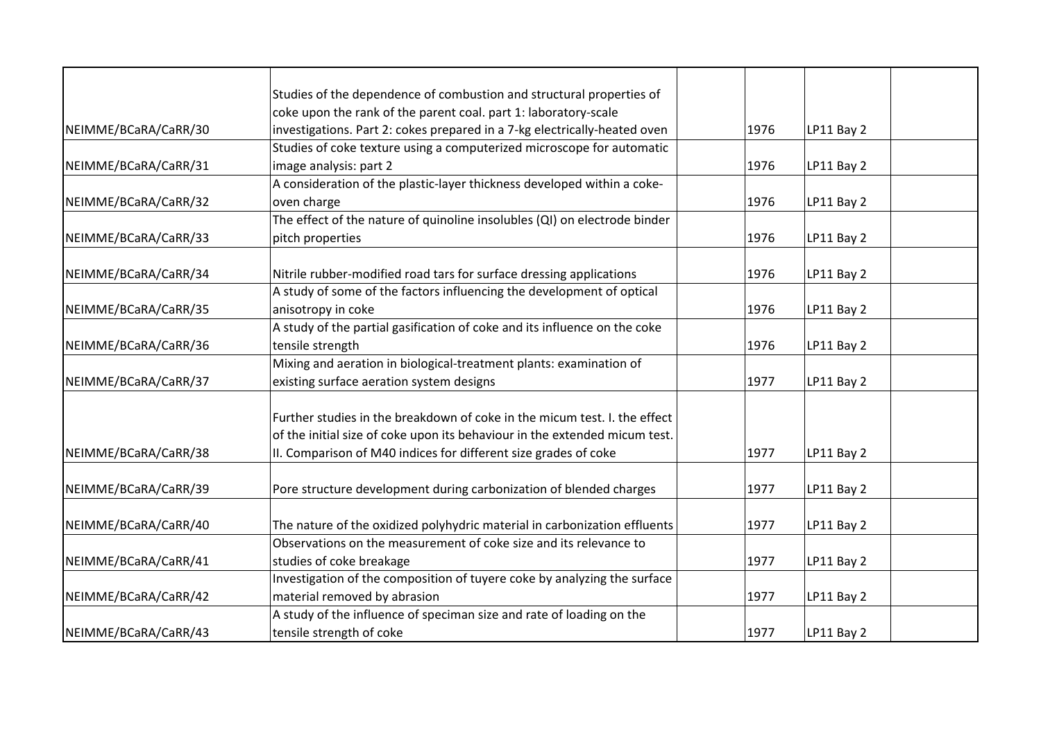| | | | | | |
|---|---|---|---|---|---|
| NEIMME/BCaRA/CaRR/30 | Studies of the dependence of combustion and structural properties of coke upon the rank of the parent coal. part 1: laboratory-scale investigations. Part 2: cokes prepared in a 7-kg electrically-heated oven | | 1976 | LP11 Bay 2 | |
| NEIMME/BCaRA/CaRR/31 | Studies of coke texture using a computerized microscope for automatic image analysis: part 2 | | 1976 | LP11 Bay 2 | |
| NEIMME/BCaRA/CaRR/32 | A consideration of the plastic-layer thickness developed within a coke-oven charge | | 1976 | LP11 Bay 2 | |
| NEIMME/BCaRA/CaRR/33 | The effect of the nature of quinoline insolubles (QI) on electrode binder pitch properties | | 1976 | LP11 Bay 2 | |
| NEIMME/BCaRA/CaRR/34 | Nitrile rubber-modified road tars for surface dressing applications | | 1976 | LP11 Bay 2 | |
| NEIMME/BCaRA/CaRR/35 | A study of some of the factors influencing the development of optical anisotropy in coke | | 1976 | LP11 Bay 2 | |
| NEIMME/BCaRA/CaRR/36 | A study of the partial gasification of coke and its influence on the coke tensile strength | | 1976 | LP11 Bay 2 | |
| NEIMME/BCaRA/CaRR/37 | Mixing and aeration in biological-treatment plants: examination of existing surface aeration system designs | | 1977 | LP11 Bay 2 | |
| NEIMME/BCaRA/CaRR/38 | Further studies in the breakdown of coke in the micum test. I. the effect of the initial size of coke upon its behaviour in the extended micum test. II. Comparison of M40 indices for different size grades of coke | | 1977 | LP11 Bay 2 | |
| NEIMME/BCaRA/CaRR/39 | Pore structure development during carbonization of blended charges | | 1977 | LP11 Bay 2 | |
| NEIMME/BCaRA/CaRR/40 | The nature of the oxidized polyhydric material in carbonization effluents | | 1977 | LP11 Bay 2 | |
| NEIMME/BCaRA/CaRR/41 | Observations on the measurement of coke size and its relevance to studies of coke breakage | | 1977 | LP11 Bay 2 | |
| NEIMME/BCaRA/CaRR/42 | Investigation of the composition of tuyere coke by analyzing the surface material removed by abrasion | | 1977 | LP11 Bay 2 | |
| NEIMME/BCaRA/CaRR/43 | A study of the influence of speciman size and rate of loading on the tensile strength of coke | | 1977 | LP11 Bay 2 | |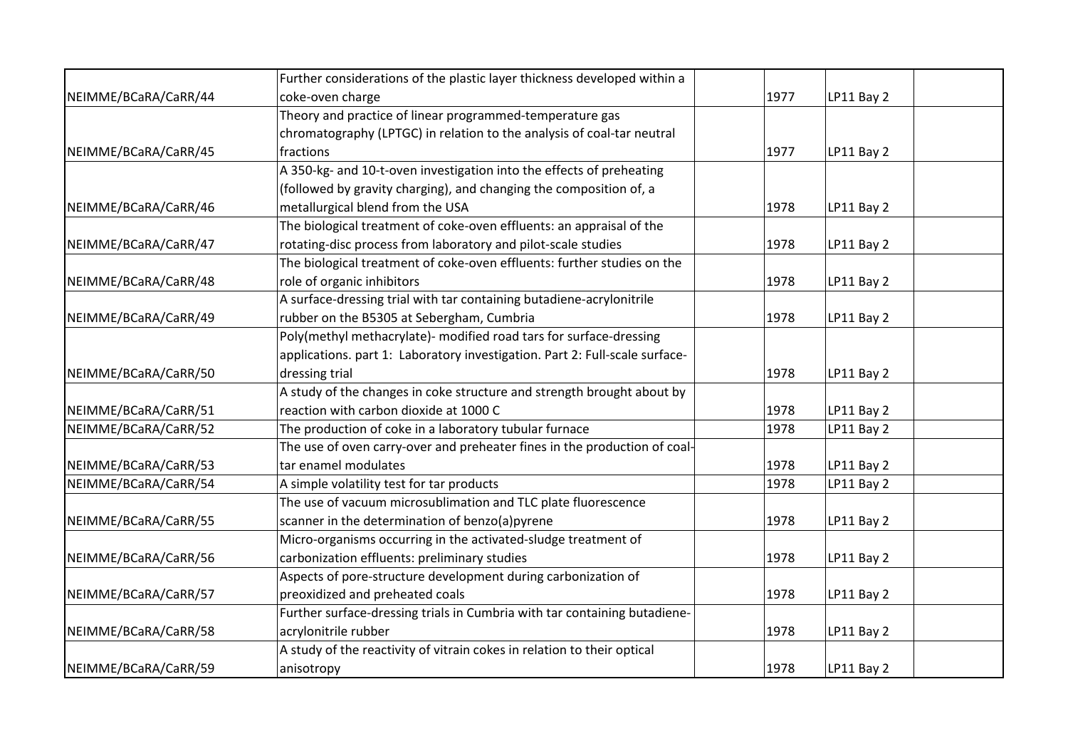|  |  |  |  |  |  |
|---|---|---|---|---|---|
| NEIMME/BCaRA/CaRR/44 | Further considerations of the plastic layer thickness developed within a coke-oven charge |  | 1977 | LP11 Bay 2 |  |
| NEIMME/BCaRA/CaRR/45 | Theory and practice of linear programmed-temperature gas chromatography (LPTGC) in relation to the analysis of coal-tar neutral fractions |  | 1977 | LP11 Bay 2 |  |
| NEIMME/BCaRA/CaRR/46 | A 350-kg- and 10-t-oven investigation into the effects of preheating (followed by gravity charging), and changing the composition of, a metallurgical blend from the USA |  | 1978 | LP11 Bay 2 |  |
| NEIMME/BCaRA/CaRR/47 | The biological treatment of coke-oven effluents: an appraisal of the rotating-disc process from laboratory and pilot-scale studies |  | 1978 | LP11 Bay 2 |  |
| NEIMME/BCaRA/CaRR/48 | The biological treatment of coke-oven effluents: further studies on the role of organic inhibitors |  | 1978 | LP11 Bay 2 |  |
| NEIMME/BCaRA/CaRR/49 | A surface-dressing trial with tar containing butadiene-acrylonitrile rubber on the B5305 at Sebergham, Cumbria |  | 1978 | LP11 Bay 2 |  |
| NEIMME/BCaRA/CaRR/50 | Poly(methyl methacrylate)- modified road tars for surface-dressing applications. part 1: Laboratory investigation. Part 2: Full-scale surface-dressing trial |  | 1978 | LP11 Bay 2 |  |
| NEIMME/BCaRA/CaRR/51 | A study of the changes in coke structure and strength brought about by reaction with carbon dioxide at 1000 C |  | 1978 | LP11 Bay 2 |  |
| NEIMME/BCaRA/CaRR/52 | The production of coke in a laboratory tubular furnace |  | 1978 | LP11 Bay 2 |  |
| NEIMME/BCaRA/CaRR/53 | The use of oven carry-over and preheater fines in the production of coal-tar enamel modulates |  | 1978 | LP11 Bay 2 |  |
| NEIMME/BCaRA/CaRR/54 | A simple volatility test for tar products |  | 1978 | LP11 Bay 2 |  |
| NEIMME/BCaRA/CaRR/55 | The use of vacuum microsublimation and TLC plate fluorescence scanner in the determination of benzo(a)pyrene |  | 1978 | LP11 Bay 2 |  |
| NEIMME/BCaRA/CaRR/56 | Micro-organisms occurring in the activated-sludge treatment of carbonization effluents: preliminary studies |  | 1978 | LP11 Bay 2 |  |
| NEIMME/BCaRA/CaRR/57 | Aspects of pore-structure development during carbonization of preoxidized and preheated coals |  | 1978 | LP11 Bay 2 |  |
| NEIMME/BCaRA/CaRR/58 | Further surface-dressing trials in Cumbria with tar containing butadiene-acrylonitrile rubber |  | 1978 | LP11 Bay 2 |  |
| NEIMME/BCaRA/CaRR/59 | A study of the reactivity of vitrain cokes in relation to their optical anisotropy |  | 1978 | LP11 Bay 2 |  |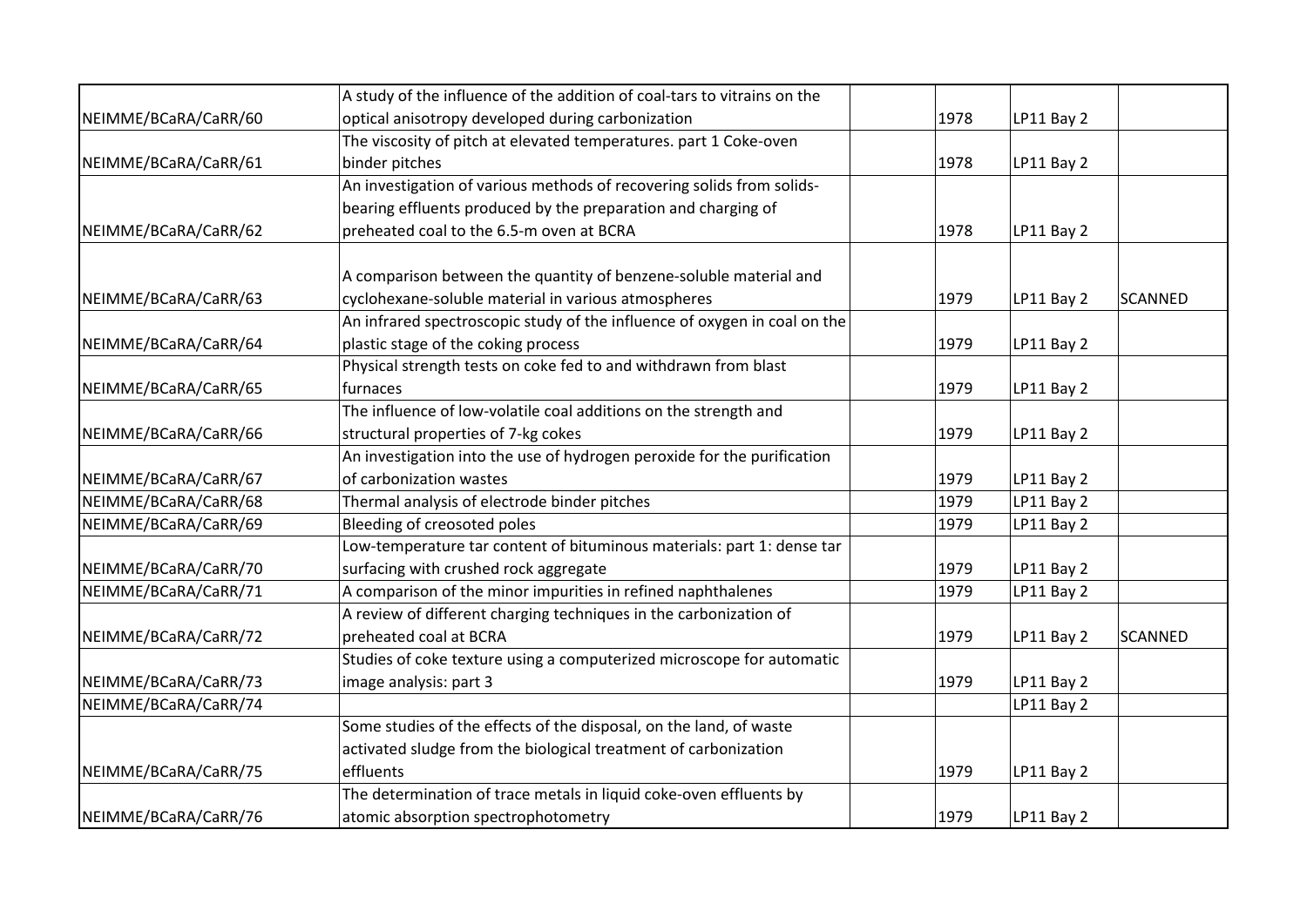| | | | | | |
|---|---|---|---|---|---|
| NEIMME/BCaRA/CaRR/60 | A study of the influence of the addition of coal-tars to vitrains on the optical anisotropy developed during carbonization | | 1978 | LP11 Bay 2 | |
| NEIMME/BCaRA/CaRR/61 | The viscosity of pitch at elevated temperatures. part 1 Coke-oven binder pitches | | 1978 | LP11 Bay 2 | |
| NEIMME/BCaRA/CaRR/62 | An investigation of various methods of recovering solids from solids-bearing effluents produced by the preparation and charging of preheated coal to the 6.5-m oven at BCRA | | 1978 | LP11 Bay 2 | |
| NEIMME/BCaRA/CaRR/63 | A comparison between the quantity of benzene-soluble material and cyclohexane-soluble material in various atmospheres | | 1979 | LP11 Bay 2 | SCANNED |
| NEIMME/BCaRA/CaRR/64 | An infrared spectroscopic study of the influence of oxygen in coal on the plastic stage of the coking process | | 1979 | LP11 Bay 2 | |
| NEIMME/BCaRA/CaRR/65 | Physical strength tests on coke fed to and withdrawn from blast furnaces | | 1979 | LP11 Bay 2 | |
| NEIMME/BCaRA/CaRR/66 | The influence of low-volatile coal additions on the strength and structural properties of 7-kg cokes | | 1979 | LP11 Bay 2 | |
| NEIMME/BCaRA/CaRR/67 | An investigation into the use of hydrogen peroxide for the purification of carbonization wastes | | 1979 | LP11 Bay 2 | |
| NEIMME/BCaRA/CaRR/68 | Thermal analysis of electrode binder pitches | | 1979 | LP11 Bay 2 | |
| NEIMME/BCaRA/CaRR/69 | Bleeding of creosoted poles | | 1979 | LP11 Bay 2 | |
| NEIMME/BCaRA/CaRR/70 | Low-temperature tar content of bituminous materials: part 1: dense tar surfacing with crushed rock aggregate | | 1979 | LP11 Bay 2 | |
| NEIMME/BCaRA/CaRR/71 | A comparison of the minor impurities in refined naphthalenes | | 1979 | LP11 Bay 2 | |
| NEIMME/BCaRA/CaRR/72 | A review of different charging techniques in the carbonization of preheated coal at BCRA | | 1979 | LP11 Bay 2 | SCANNED |
| NEIMME/BCaRA/CaRR/73 | Studies of coke texture using a computerized microscope for automatic image analysis: part 3 | | 1979 | LP11 Bay 2 | |
| NEIMME/BCaRA/CaRR/74 | | | | LP11 Bay 2 | |
| NEIMME/BCaRA/CaRR/75 | Some studies of the effects of the disposal, on the land, of waste activated sludge from the biological treatment of carbonization effluents | | 1979 | LP11 Bay 2 | |
| NEIMME/BCaRA/CaRR/76 | The determination of trace metals in liquid coke-oven effluents by atomic absorption spectrophotometry | | 1979 | LP11 Bay 2 | |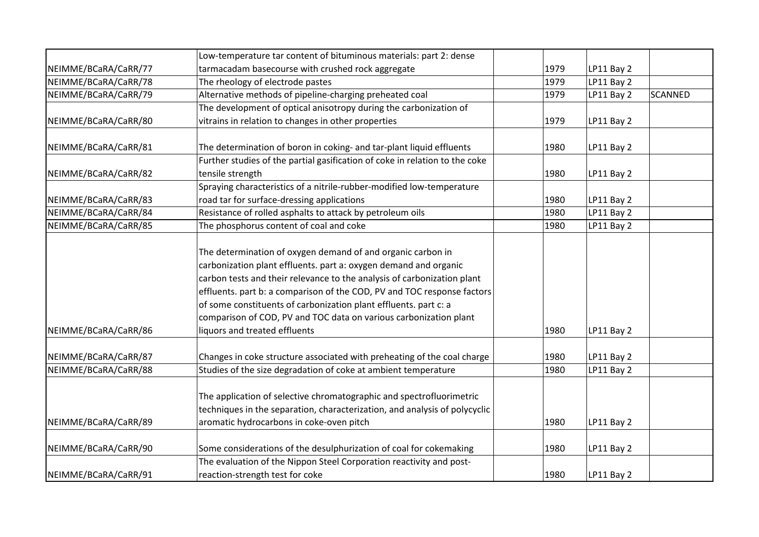| | | | | | |
|---|---|---|---|---|---|
| NEIMME/BCaRA/CaRR/77 | Low-temperature tar content of bituminous materials: part 2: dense tarmacadam basecourse with crushed rock aggregate | | 1979 | LP11 Bay 2 | |
| NEIMME/BCaRA/CaRR/78 | The rheology of electrode pastes | | 1979 | LP11 Bay 2 | |
| NEIMME/BCaRA/CaRR/79 | Alternative methods of pipeline-charging preheated coal | | 1979 | LP11 Bay 2 | SCANNED |
| NEIMME/BCaRA/CaRR/80 | The development of optical anisotropy during the carbonization of vitrains in relation to changes in other properties | | 1979 | LP11 Bay 2 | |
| NEIMME/BCaRA/CaRR/81 | The determination of boron in coking- and tar-plant liquid effluents | | 1980 | LP11 Bay 2 | |
| NEIMME/BCaRA/CaRR/82 | Further studies of the partial gasification of coke in relation to the coke tensile strength | | 1980 | LP11 Bay 2 | |
| NEIMME/BCaRA/CaRR/83 | Spraying characteristics of a nitrile-rubber-modified low-temperature road tar for surface-dressing applications | | 1980 | LP11 Bay 2 | |
| NEIMME/BCaRA/CaRR/84 | Resistance of rolled asphalts to attack by petroleum oils | | 1980 | LP11 Bay 2 | |
| NEIMME/BCaRA/CaRR/85 | The phosphorus content of coal and coke | | 1980 | LP11 Bay 2 | |
| NEIMME/BCaRA/CaRR/86 | The determination of oxygen demand of and organic carbon in carbonization plant effluents. part a: oxygen demand and organic carbon tests and their relevance to the analysis of carbonization plant effluents. part b: a comparison of the COD, PV and TOC response factors of some constituents of carbonization plant effluents. part c: a comparison of COD, PV and TOC data on various carbonization plant liquors and treated effluents | | 1980 | LP11 Bay 2 | |
| NEIMME/BCaRA/CaRR/87 | Changes in coke structure associated with preheating of the coal charge | | 1980 | LP11 Bay 2 | |
| NEIMME/BCaRA/CaRR/88 | Studies of the size degradation of coke at ambient temperature | | 1980 | LP11 Bay 2 | |
| NEIMME/BCaRA/CaRR/89 | The application of selective chromatographic and spectrofluorimetric techniques in the separation, characterization, and analysis of polycyclic aromatic hydrocarbons in coke-oven pitch | | 1980 | LP11 Bay 2 | |
| NEIMME/BCaRA/CaRR/90 | Some considerations of the desulphurization of coal for cokemaking | | 1980 | LP11 Bay 2 | |
| NEIMME/BCaRA/CaRR/91 | The evaluation of the Nippon Steel Corporation reactivity and post-reaction-strength test for coke | | 1980 | LP11 Bay 2 | |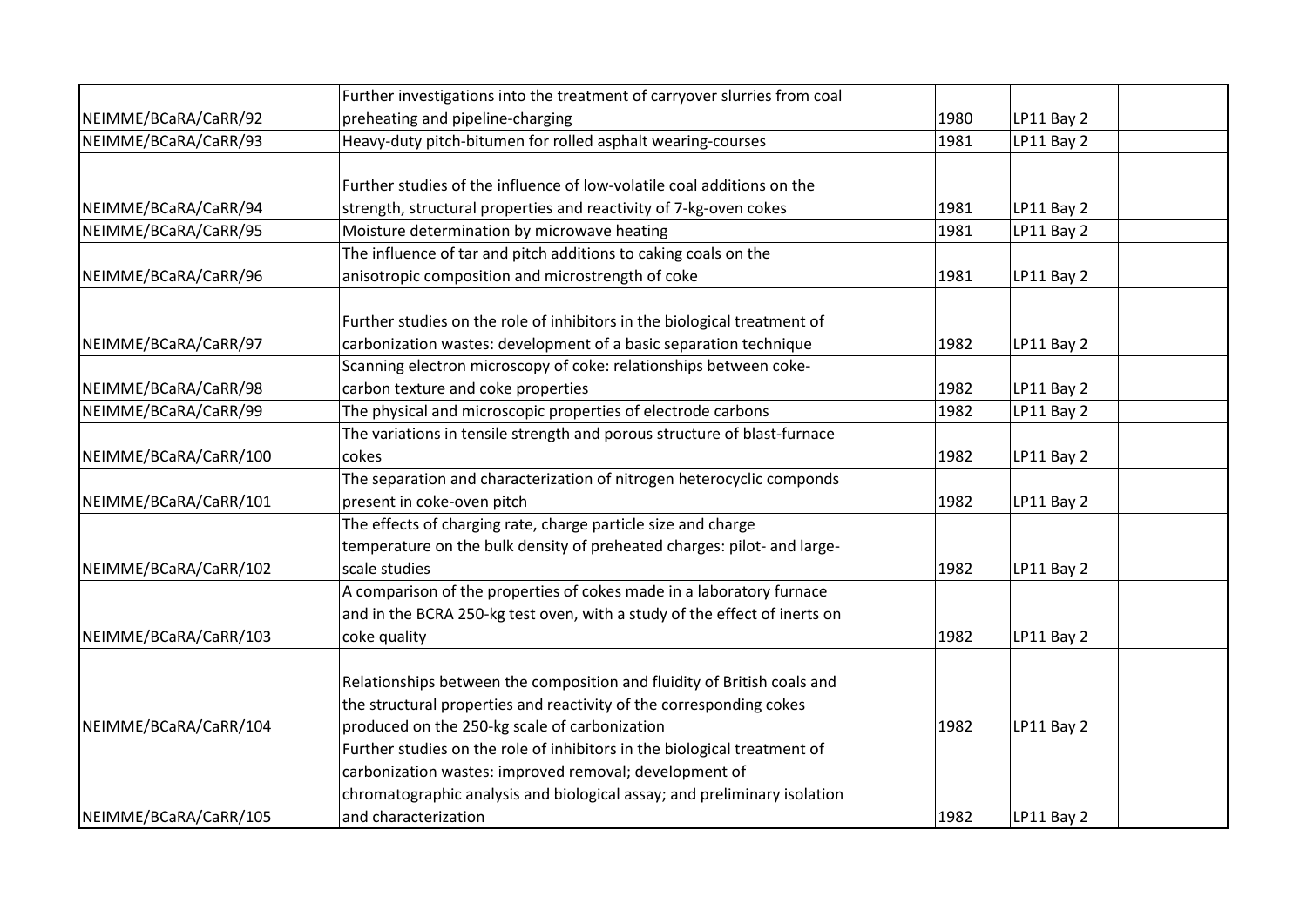| | | | | | |
|---|---|---|---|---|---|
| NEIMME/BCaRA/CaRR/92 | Further investigations into the treatment of carryover slurries from coal preheating and pipeline-charging | | 1980 | LP11 Bay 2 | |
| NEIMME/BCaRA/CaRR/93 | Heavy-duty pitch-bitumen for rolled asphalt wearing-courses | | 1981 | LP11 Bay 2 | |
| NEIMME/BCaRA/CaRR/94 | Further studies of the influence of low-volatile coal additions on the strength, structural properties and reactivity of 7-kg-oven cokes | | 1981 | LP11 Bay 2 | |
| NEIMME/BCaRA/CaRR/95 | Moisture determination by microwave heating | | 1981 | LP11 Bay 2 | |
| NEIMME/BCaRA/CaRR/96 | The influence of tar and pitch additions to caking coals on the anisotropic composition and microstrength of coke | | 1981 | LP11 Bay 2 | |
| NEIMME/BCaRA/CaRR/97 | Further studies on the role of inhibitors in the biological treatment of carbonization wastes: development of a basic separation technique | | 1982 | LP11 Bay 2 | |
| NEIMME/BCaRA/CaRR/98 | Scanning electron microscopy of coke: relationships between coke-carbon texture and coke properties | | 1982 | LP11 Bay 2 | |
| NEIMME/BCaRA/CaRR/99 | The physical and microscopic properties of electrode carbons | | 1982 | LP11 Bay 2 | |
| NEIMME/BCaRA/CaRR/100 | The variations in tensile strength and porous structure of blast-furnace cokes | | 1982 | LP11 Bay 2 | |
| NEIMME/BCaRA/CaRR/101 | The separation and characterization of nitrogen heterocyclic componds present in coke-oven pitch | | 1982 | LP11 Bay 2 | |
| NEIMME/BCaRA/CaRR/102 | The effects of charging rate, charge particle size and charge temperature on the bulk density of preheated charges: pilot- and large-scale studies | | 1982 | LP11 Bay 2 | |
| NEIMME/BCaRA/CaRR/103 | A comparison of the properties of cokes made in a laboratory furnace and in the BCRA 250-kg test oven, with a study of the effect of inerts on coke quality | | 1982 | LP11 Bay 2 | |
| NEIMME/BCaRA/CaRR/104 | Relationships between the composition and fluidity of British coals and the structural properties and reactivity of the corresponding cokes produced on the 250-kg scale of carbonization | | 1982 | LP11 Bay 2 | |
| NEIMME/BCaRA/CaRR/105 | Further studies on the role of inhibitors in the biological treatment of carbonization wastes: improved removal; development of chromatographic analysis and biological assay; and preliminary isolation and characterization | | 1982 | LP11 Bay 2 | |